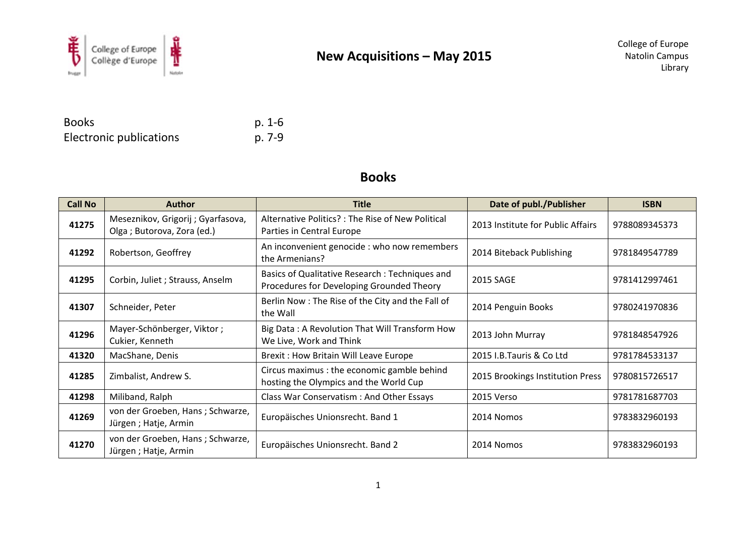College of Europe
Collège d'Europe

# New Acquisitions – May 2015

College of Europe
Natolin Campus
Library

| | |
|---|---|
| Books | p. 1-6 |
| Electronic publications | p. 7-9 |

## Books

| Call No | Author | Title | Date of publ./Publisher | ISBN |
|---|---|---|---|---|
| **41275** | Meseznikov, Grigorij ; Gyarfasova, Olga ; Butorova, Zora (ed.) | Alternative Politics? : The Rise of New Political Parties in Central Europe | 2013 Institute for Public Affairs | 9788089345373 |
| **41292** | Robertson, Geoffrey | An inconvenient genocide : who now remembers the Armenians? | 2014 Biteback Publishing | 9781849547789 |
| **41295** | Corbin, Juliet ; Strauss, Anselm | Basics of Qualitative Research : Techniques and Procedures for Developing Grounded Theory | 2015 SAGE | 9781412997461 |
| **41307** | Schneider, Peter | Berlin Now : The Rise of the City and the Fall of the Wall | 2014 Penguin Books | 9780241970836 |
| **41296** | Mayer-Schönberger, Viktor ; Cukier, Kenneth | Big Data : A Revolution That Will Transform How We Live, Work and Think | 2013 John Murray | 9781848547926 |
| **41320** | MacShane, Denis | Brexit : How Britain Will Leave Europe | 2015 I.B.Tauris & Co Ltd | 9781784533137 |
| **41285** | Zimbalist, Andrew S. | Circus maximus : the economic gamble behind hosting the Olympics and the World Cup | 2015 Brookings Institution Press | 9780815726517 |
| **41298** | Miliband, Ralph | Class War Conservatism : And Other Essays | 2015 Verso | 9781781687703 |
| **41269** | von der Groeben, Hans ; Schwarze, Jürgen ; Hatje, Armin | Europäisches Unionsrecht. Band 1 | 2014 Nomos | 9783832960193 |
| **41270** | von der Groeben, Hans ; Schwarze, Jürgen ; Hatje, Armin | Europäisches Unionsrecht. Band 2 | 2014 Nomos | 9783832960193 |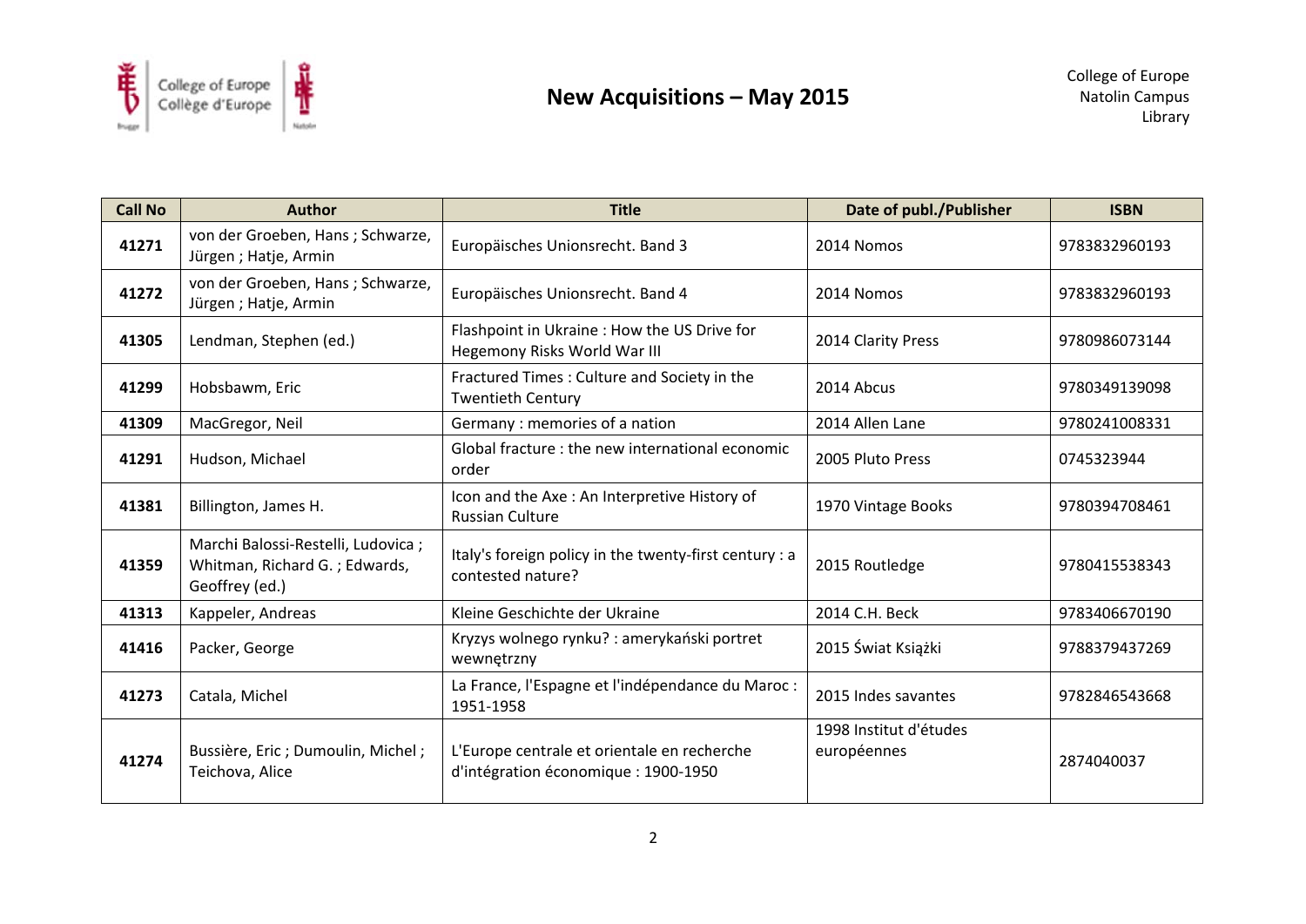# New Acquisitions – May 2015

College of Europe
Natolin Campus
Library

| Call No | Author | Title | Date of publ./Publisher | ISBN |
|---|---|---|---|---|
| 41271 | von der Groeben, Hans ; Schwarze, Jürgen ; Hatje, Armin | Europäisches Unionsrecht. Band 3 | 2014 Nomos | 9783832960193 |
| 41272 | von der Groeben, Hans ; Schwarze, Jürgen ; Hatje, Armin | Europäisches Unionsrecht. Band 4 | 2014 Nomos | 9783832960193 |
| 41305 | Lendman, Stephen (ed.) | Flashpoint in Ukraine : How the US Drive for Hegemony Risks World War III | 2014 Clarity Press | 9780986073144 |
| 41299 | Hobsbawm, Eric | Fractured Times : Culture and Society in the Twentieth Century | 2014 Abcus | 9780349139098 |
| 41309 | MacGregor, Neil | Germany : memories of a nation | 2014 Allen Lane | 9780241008331 |
| 41291 | Hudson, Michael | Global fracture : the new international economic order | 2005 Pluto Press | 0745323944 |
| 41381 | Billington, James H. | Icon and the Axe : An Interpretive History of Russian Culture | 1970 Vintage Books | 9780394708461 |
| 41359 | Marchi Balossi-Restelli, Ludovica ; Whitman, Richard G. ; Edwards, Geoffrey (ed.) | Italy's foreign policy in the twenty-first century : a contested nature? | 2015 Routledge | 9780415538343 |
| 41313 | Kappeler, Andreas | Kleine Geschichte der Ukraine | 2014 C.H. Beck | 9783406670190 |
| 41416 | Packer, George | Kryzys wolnego rynku? : amerykański portret wewnętrzny | 2015 Świat Książki | 9788379437269 |
| 41273 | Catala, Michel | La France, l'Espagne et l'indépendance du Maroc : 1951-1958 | 2015 Indes savantes | 9782846543668 |
| 41274 | Bussière, Eric ; Dumoulin, Michel ; Teichova, Alice | L'Europe centrale et orientale en recherche d'intégration économique : 1900-1950 | 1998 Institut d'études européennes | 2874040037 |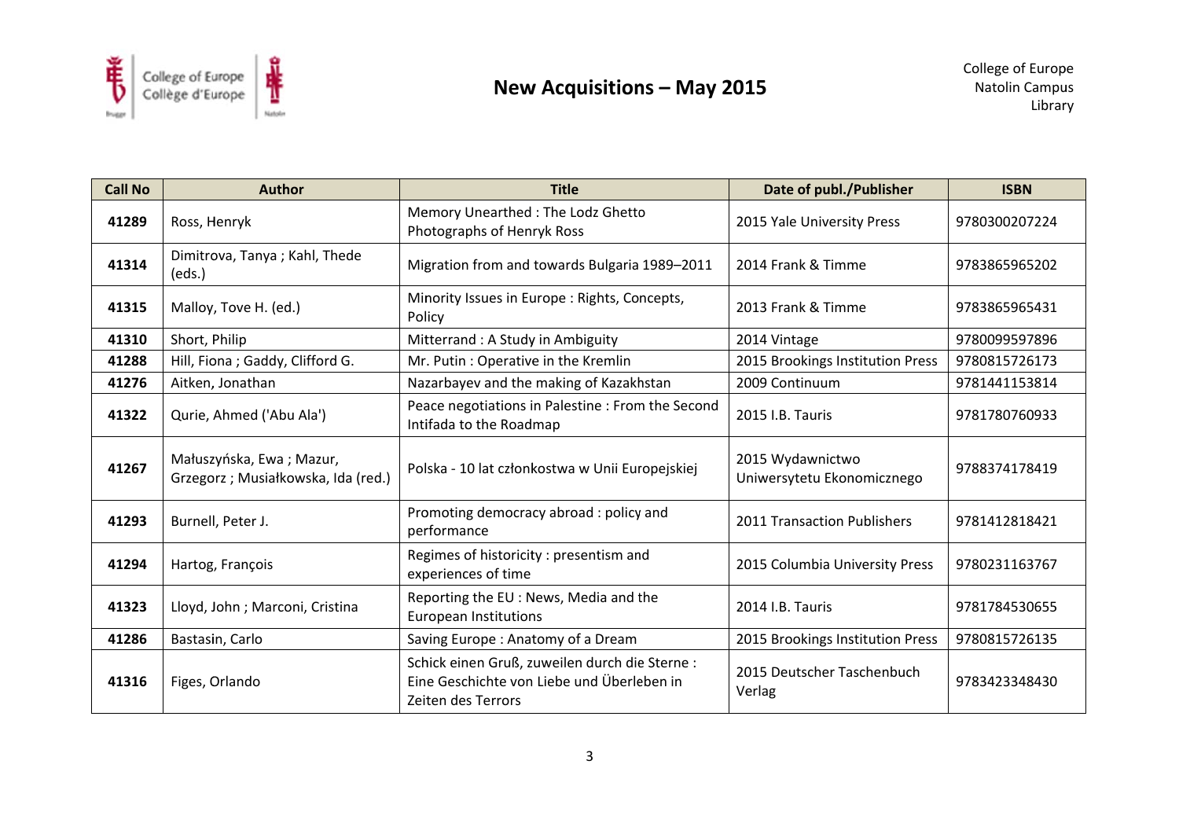# New Acquisitions – May 2015

College of Europe
Natolin Campus
Library

| Call No | Author | Title | Date of publ./Publisher | ISBN |
|---|---|---|---|---|
| **41289** | Ross, Henryk | Memory Unearthed : The Lodz Ghetto Photographs of Henryk Ross | 2015 Yale University Press | 9780300207224 |
| **41314** | Dimitrova, Tanya ; Kahl, Thede (eds.) | Migration from and towards Bulgaria 1989–2011 | 2014 Frank & Timme | 9783865965202 |
| **41315** | Malloy, Tove H. (ed.) | Minority Issues in Europe : Rights, Concepts, Policy | 2013 Frank & Timme | 9783865965431 |
| **41310** | Short, Philip | Mitterrand : A Study in Ambiguity | 2014 Vintage | 9780099597896 |
| **41288** | Hill, Fiona ; Gaddy, Clifford G. | Mr. Putin : Operative in the Kremlin | 2015 Brookings Institution Press | 9780815726173 |
| **41276** | Aitken, Jonathan | Nazarbayev and the making of Kazakhstan | 2009 Continuum | 9781441153814 |
| **41322** | Qurie, Ahmed ('Abu Ala') | Peace negotiations in Palestine : From the Second Intifada to the Roadmap | 2015 I.B. Tauris | 9781780760933 |
| **41267** | Małuszyńska, Ewa ; Mazur, Grzegorz ; Musiałkowska, Ida (red.) | Polska - 10 lat członkostwa w Unii Europejskiej | 2015 Wydawnictwo Uniwersytetu Ekonomicznego | 9788374178419 |
| **41293** | Burnell, Peter J. | Promoting democracy abroad : policy and performance | 2011 Transaction Publishers | 9781412818421 |
| **41294** | Hartog, François | Regimes of historicity : presentism and experiences of time | 2015 Columbia University Press | 9780231163767 |
| **41323** | Lloyd, John ; Marconi, Cristina | Reporting the EU : News, Media and the European Institutions | 2014 I.B. Tauris | 9781784530655 |
| **41286** | Bastasin, Carlo | Saving Europe : Anatomy of a Dream | 2015 Brookings Institution Press | 9780815726135 |
| **41316** | Figes, Orlando | Schick einen Gruß, zuweilen durch die Sterne : Eine Geschichte von Liebe und Überleben in Zeiten des Terrors | 2015 Deutscher Taschenbuch Verlag | 9783423348430 |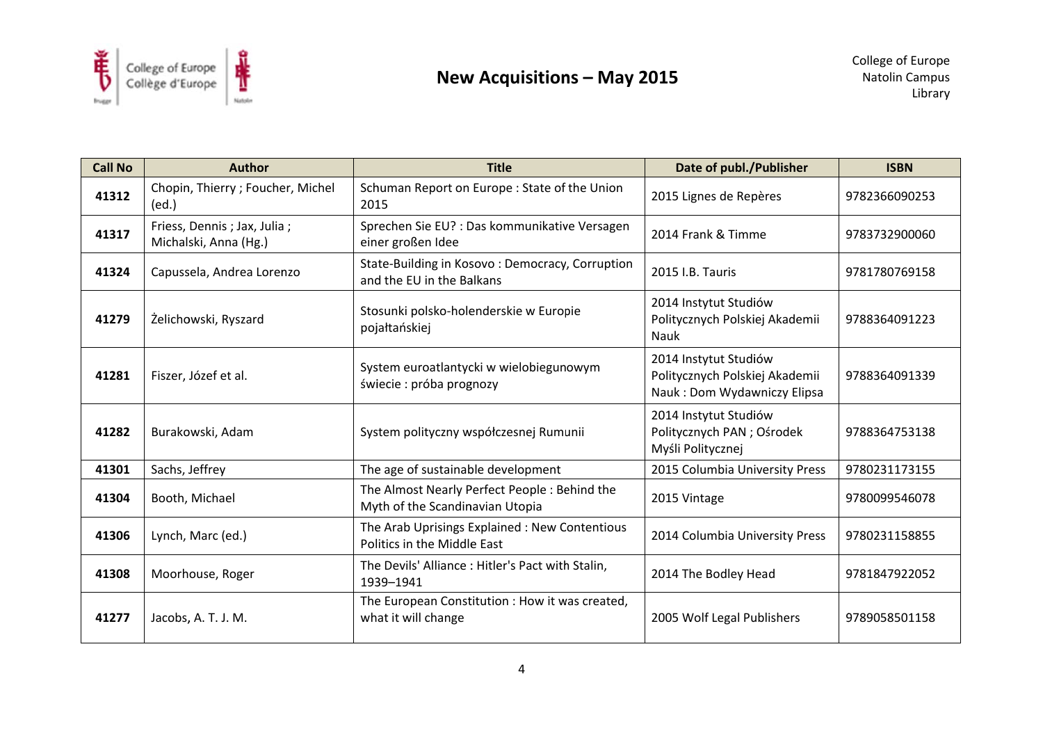| Call No | Author | Title | Date of publ./Publisher | ISBN |
|---|---|---|---|---|
| 41312 | Chopin, Thierry ; Foucher, Michel (ed.) | Schuman Report on Europe : State of the Union 2015 | 2015 Lignes de Repères | 9782366090253 |
| 41317 | Friess, Dennis ; Jax, Julia ; Michalski, Anna (Hg.) | Sprechen Sie EU? : Das kommunikative Versagen einer großen Idee | 2014 Frank & Timme | 9783732900060 |
| 41324 | Capussela, Andrea Lorenzo | State-Building in Kosovo : Democracy, Corruption and the EU in the Balkans | 2015 I.B. Tauris | 9781780769158 |
| 41279 | Żelichowski, Ryszard | Stosunki polsko-holenderskie w Europie pojałtańskiej | 2014 Instytut Studiów Politycznych Polskiej Akademii Nauk | 9788364091223 |
| 41281 | Fiszer, Józef et al. | System euroatlantycki w wielobiegunowym świecie : próba prognozy | 2014 Instytut Studiów Politycznych Polskiej Akademii Nauk : Dom Wydawniczy Elipsa | 9788364091339 |
| 41282 | Burakowski, Adam | System polityczny współczesnej Rumunii | 2014 Instytut Studiów Politycznych PAN ; Ośrodek Myśli Politycznej | 9788364753138 |
| 41301 | Sachs, Jeffrey | The age of sustainable development | 2015 Columbia University Press | 9780231173155 |
| 41304 | Booth, Michael | The Almost Nearly Perfect People : Behind the Myth of the Scandinavian Utopia | 2015 Vintage | 9780099546078 |
| 41306 | Lynch, Marc (ed.) | The Arab Uprisings Explained : New Contentious Politics in the Middle East | 2014 Columbia University Press | 9780231158855 |
| 41308 | Moorhouse, Roger | The Devils' Alliance : Hitler's Pact with Stalin, 1939–1941 | 2014 The Bodley Head | 9781847922052 |
| 41277 | Jacobs, A. T. J. M. | The European Constitution : How it was created, what it will change | 2005 Wolf Legal Publishers | 9789058501158 |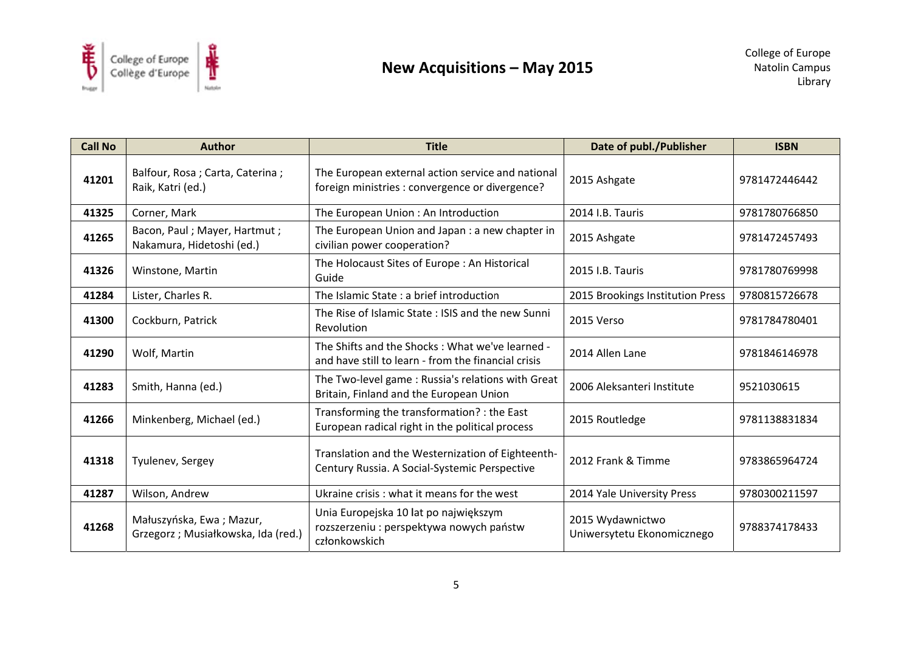# New Acquisitions – May 2015

College of Europe
Natolin Campus
Library

| Call No | Author | Title | Date of publ./Publisher | ISBN |
|---|---|---|---|---|
| 41201 | Balfour, Rosa ; Carta, Caterina ; Raik, Katri (ed.) | The European external action service and national foreign ministries : convergence or divergence? | 2015 Ashgate | 9781472446442 |
| 41325 | Corner, Mark | The European Union : An Introduction | 2014 I.B. Tauris | 9781780766850 |
| 41265 | Bacon, Paul ; Mayer, Hartmut ; Nakamura, Hidetoshi (ed.) | The European Union and Japan : a new chapter in civilian power cooperation? | 2015 Ashgate | 9781472457493 |
| 41326 | Winstone, Martin | The Holocaust Sites of Europe : An Historical Guide | 2015 I.B. Tauris | 9781780769998 |
| 41284 | Lister, Charles R. | The Islamic State : a brief introduction | 2015 Brookings Institution Press | 9780815726678 |
| 41300 | Cockburn, Patrick | The Rise of Islamic State : ISIS and the new Sunni Revolution | 2015 Verso | 9781784780401 |
| 41290 | Wolf, Martin | The Shifts and the Shocks : What we've learned - and have still to learn - from the financial crisis | 2014 Allen Lane | 9781846146978 |
| 41283 | Smith, Hanna (ed.) | The Two-level game : Russia's relations with Great Britain, Finland and the European Union | 2006 Aleksanteri Institute | 9521030615 |
| 41266 | Minkenberg, Michael (ed.) | Transforming the transformation? : the East European radical right in the political process | 2015 Routledge | 9781138831834 |
| 41318 | Tyulenev, Sergey | Translation and the Westernization of Eighteenth-Century Russia. A Social-Systemic Perspective | 2012 Frank & Timme | 9783865964724 |
| 41287 | Wilson, Andrew | Ukraine crisis : what it means for the west | 2014 Yale University Press | 9780300211597 |
| 41268 | Małuszyńska, Ewa ; Mazur, Grzegorz ; Musiałkowska, Ida (red.) | Unia Europejska 10 lat po największym rozszerzeniu : perspektywa nowych państw członkowskich | 2015 Wydawnictwo Uniwersytetu Ekonomicznego | 9788374178433 |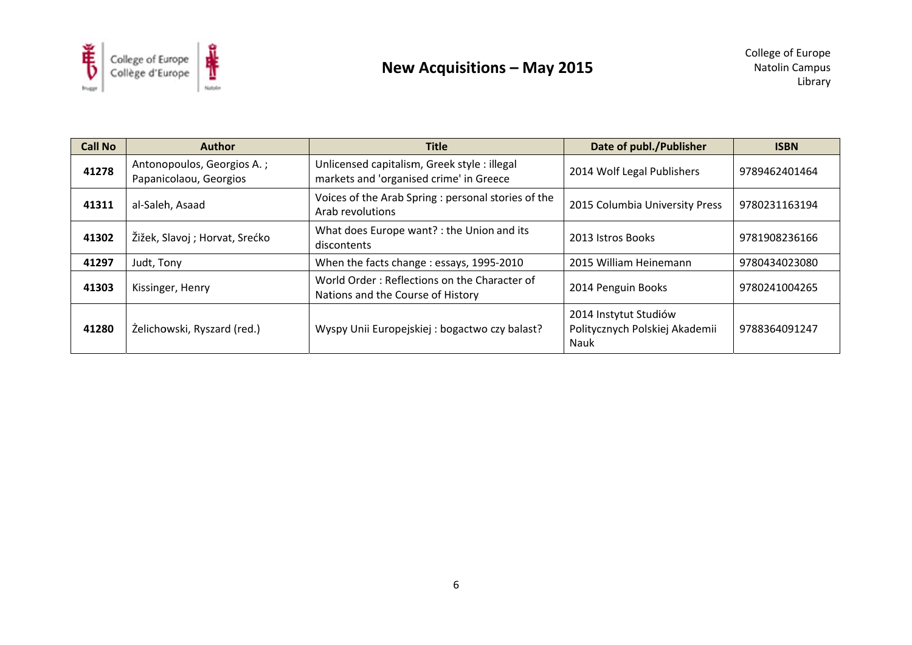| Call No | Author | Title | Date of publ./Publisher | ISBN |
|---|---|---|---|---|
| **41278** | Antonopoulos, Georgios A. ; Papanicolaou, Georgios | Unlicensed capitalism, Greek style : illegal markets and 'organised crime' in Greece | 2014 Wolf Legal Publishers | 9789462401464 |
| **41311** | al-Saleh, Asaad | Voices of the Arab Spring : personal stories of the Arab revolutions | 2015 Columbia University Press | 9780231163194 |
| **41302** | Žižek, Slavoj ; Horvat, Srećko | What does Europe want? : the Union and its discontents | 2013 Istros Books | 9781908236166 |
| **41297** | Judt, Tony | When the facts change : essays, 1995-2010 | 2015 William Heinemann | 9780434023080 |
| **41303** | Kissinger, Henry | World Order : Reflections on the Character of Nations and the Course of History | 2014 Penguin Books | 9780241004265 |
| **41280** | Żelichowski, Ryszard (red.) | Wyspy Unii Europejskiej : bogactwo czy balast? | 2014 Instytut Studiów Politycznych Polskiej Akademii Nauk | 9788364091247 |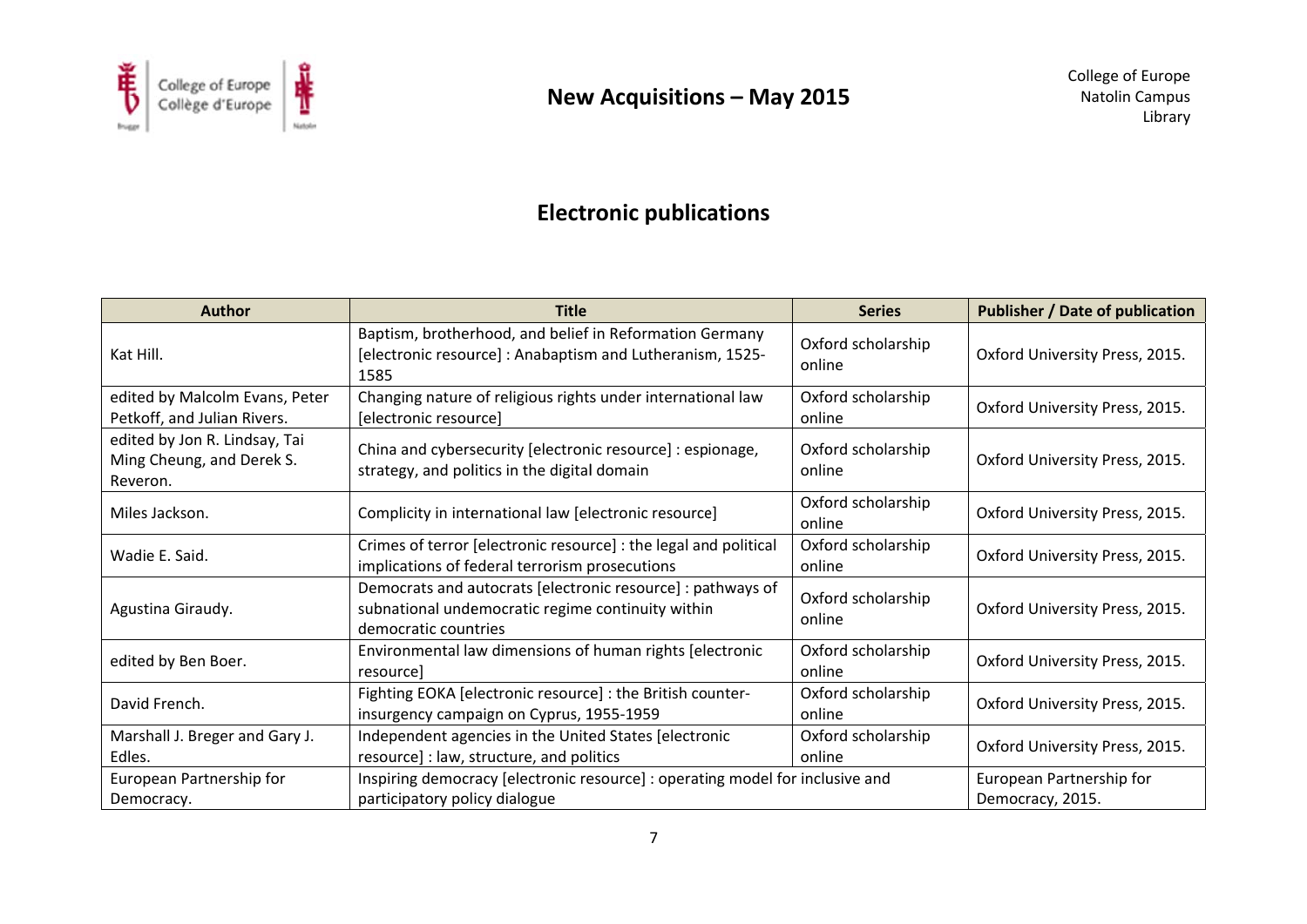# New Acquisitions – May 2015

College of Europe
Natolin Campus
Library

## Electronic publications

| Author | Title | Series | Publisher / Date of publication |
| --- | --- | --- | --- |
| Kat Hill. | Baptism, brotherhood, and belief in Reformation Germany [electronic resource] : Anabaptism and Lutheranism, 1525-1585 | Oxford scholarship online | Oxford University Press, 2015. |
| edited by Malcolm Evans, Peter Petkoff, and Julian Rivers. | Changing nature of religious rights under international law [electronic resource] | Oxford scholarship online | Oxford University Press, 2015. |
| edited by Jon R. Lindsay, Tai Ming Cheung, and Derek S. Reveron. | China and cybersecurity [electronic resource] : espionage, strategy, and politics in the digital domain | Oxford scholarship online | Oxford University Press, 2015. |
| Miles Jackson. | Complicity in international law [electronic resource] | Oxford scholarship online | Oxford University Press, 2015. |
| Wadie E. Said. | Crimes of terror [electronic resource] : the legal and political implications of federal terrorism prosecutions | Oxford scholarship online | Oxford University Press, 2015. |
| Agustina Giraudy. | Democrats and autocrats [electronic resource] : pathways of subnational undemocratic regime continuity within democratic countries | Oxford scholarship online | Oxford University Press, 2015. |
| edited by Ben Boer. | Environmental law dimensions of human rights [electronic resource] | Oxford scholarship online | Oxford University Press, 2015. |
| David French. | Fighting EOKA [electronic resource] : the British counter-insurgency campaign on Cyprus, 1955-1959 | Oxford scholarship online | Oxford University Press, 2015. |
| Marshall J. Breger and Gary J. Edles. | Independent agencies in the United States [electronic resource] : law, structure, and politics | Oxford scholarship online | Oxford University Press, 2015. |
| European Partnership for Democracy. | Inspiring democracy [electronic resource] : operating model for inclusive and participatory policy dialogue | | European Partnership for Democracy, 2015. |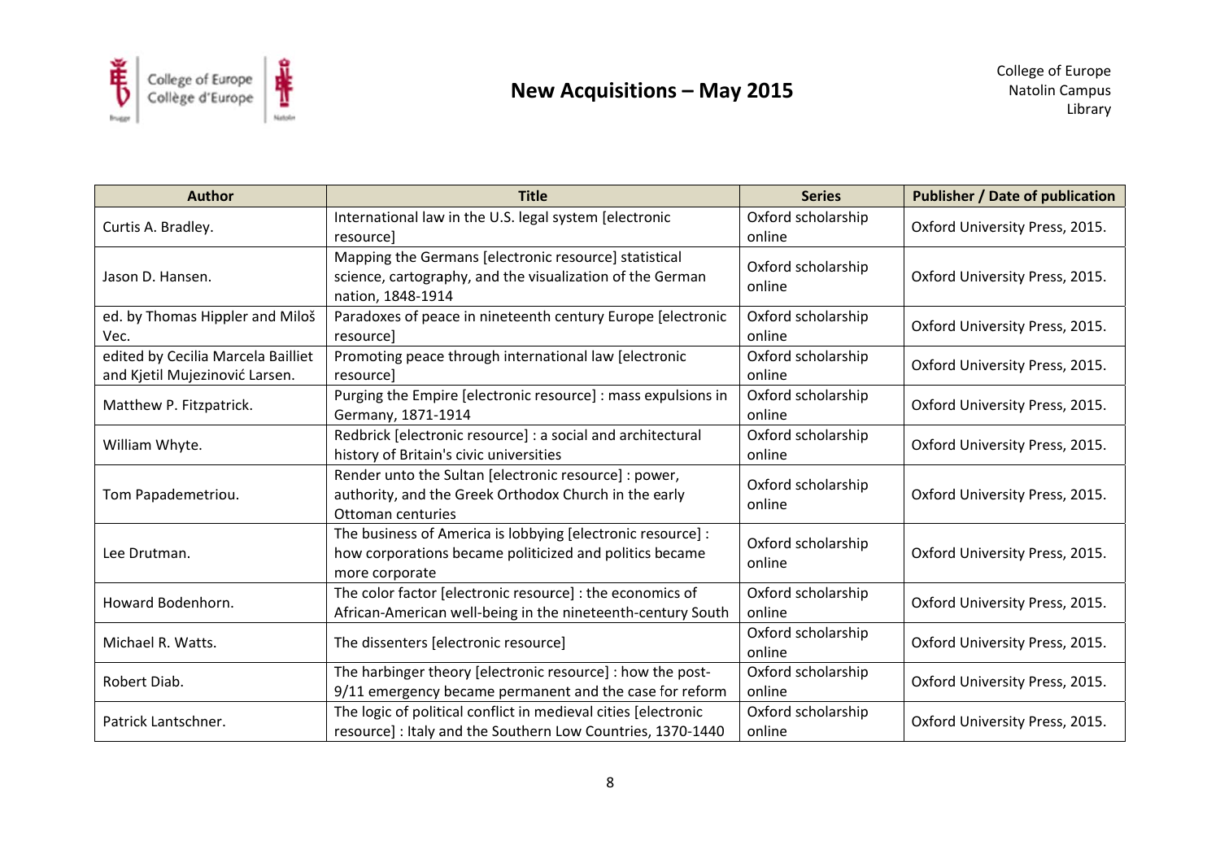| Author | Title | Series | Publisher / Date of publication |
|---|---|---|---|
| Curtis A. Bradley. | International law in the U.S. legal system [electronic resource] | Oxford scholarship online | Oxford University Press, 2015. |
| Jason D. Hansen. | Mapping the Germans [electronic resource] statistical science, cartography, and the visualization of the German nation, 1848-1914 | Oxford scholarship online | Oxford University Press, 2015. |
| ed. by Thomas Hippler and Miloš Vec. | Paradoxes of peace in nineteenth century Europe [electronic resource] | Oxford scholarship online | Oxford University Press, 2015. |
| edited by Cecilia Marcela Bailliet and Kjetil Mujezinović Larsen. | Promoting peace through international law [electronic resource] | Oxford scholarship online | Oxford University Press, 2015. |
| Matthew P. Fitzpatrick. | Purging the Empire [electronic resource] : mass expulsions in Germany, 1871-1914 | Oxford scholarship online | Oxford University Press, 2015. |
| William Whyte. | Redbrick [electronic resource] : a social and architectural history of Britain's civic universities | Oxford scholarship online | Oxford University Press, 2015. |
| Tom Papademetriou. | Render unto the Sultan [electronic resource] : power, authority, and the Greek Orthodox Church in the early Ottoman centuries | Oxford scholarship online | Oxford University Press, 2015. |
| Lee Drutman. | The business of America is lobbying [electronic resource] : how corporations became politicized and politics became more corporate | Oxford scholarship online | Oxford University Press, 2015. |
| Howard Bodenhorn. | The color factor [electronic resource] : the economics of African-American well-being in the nineteenth-century South | Oxford scholarship online | Oxford University Press, 2015. |
| Michael R. Watts. | The dissenters [electronic resource] | Oxford scholarship online | Oxford University Press, 2015. |
| Robert Diab. | The harbinger theory [electronic resource] : how the post-9/11 emergency became permanent and the case for reform | Oxford scholarship online | Oxford University Press, 2015. |
| Patrick Lantschner. | The logic of political conflict in medieval cities [electronic resource] : Italy and the Southern Low Countries, 1370-1440 | Oxford scholarship online | Oxford University Press, 2015. |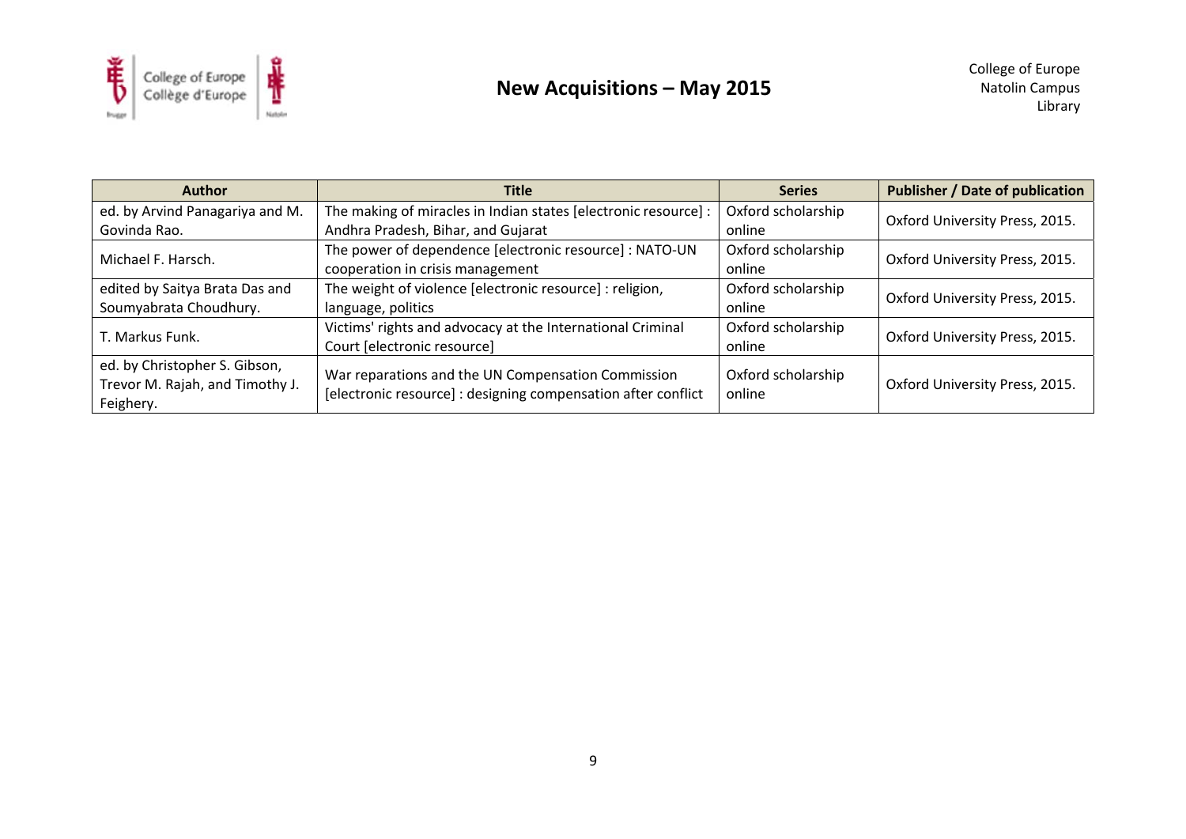| Author | Title | Series | Publisher / Date of publication |
|---|---|---|---|
| ed. by Arvind Panagariya and M. Govinda Rao. | The making of miracles in Indian states [electronic resource] : Andhra Pradesh, Bihar, and Gujarat | Oxford scholarship online | Oxford University Press, 2015. |
| Michael F. Harsch. | The power of dependence [electronic resource] : NATO-UN cooperation in crisis management | Oxford scholarship online | Oxford University Press, 2015. |
| edited by Saitya Brata Das and Soumyabrata Choudhury. | The weight of violence [electronic resource] : religion, language, politics | Oxford scholarship online | Oxford University Press, 2015. |
| T. Markus Funk. | Victims' rights and advocacy at the International Criminal Court [electronic resource] | Oxford scholarship online | Oxford University Press, 2015. |
| ed. by Christopher S. Gibson, Trevor M. Rajah, and Timothy J. Feighery. | War reparations and the UN Compensation Commission [electronic resource] : designing compensation after conflict | Oxford scholarship online | Oxford University Press, 2015. |